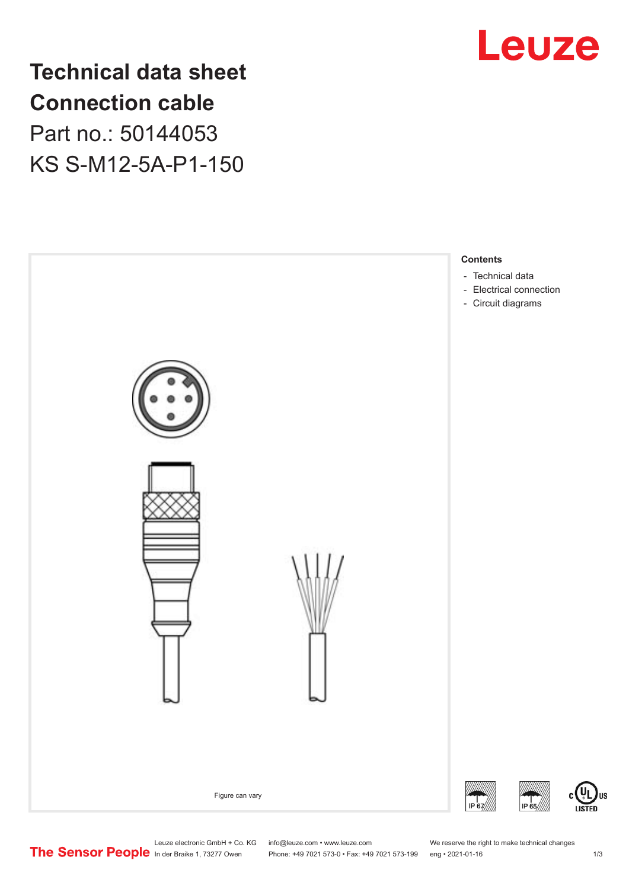# Technical data sheet
# Connection cable

Part no.: 50144053

KS S-M12-5A-P1-150

Figure can vary

**Contents**

- Technical data
- Electrical connection
- Circuit diagrams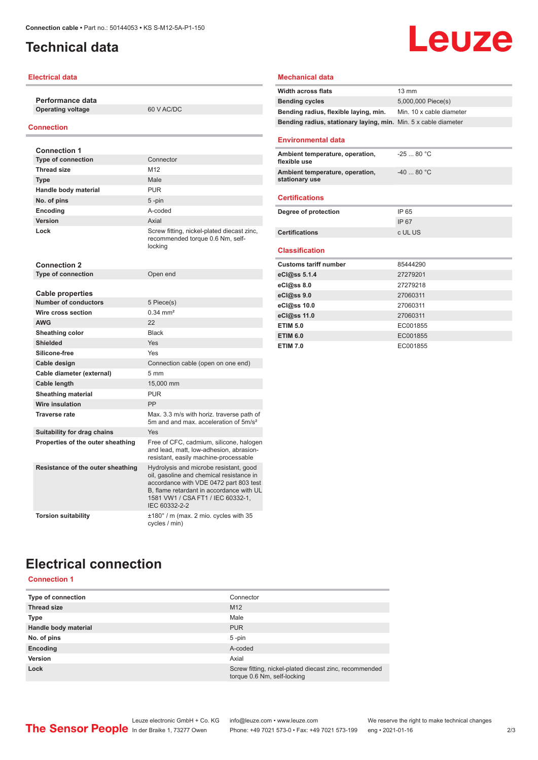# Technical data

## Electrical data

| Performance data | |
|---|---|
| Operating voltage | 60 V AC/DC |

## Connection

| Connection 1 | |
|---|---|
| Type of connection | Connector |
| Thread size | M12 |
| Type | Male |
| Handle body material | PUR |
| No. of pins | 5 -pin |
| Encoding | A-coded |
| Version | Axial |
| Lock | Screw fitting, nickel-plated diecast zinc, recommended torque 0.6 Nm, self-locking |

| Connection 2 | |
|---|---|
| Type of connection | Open end |

| Cable properties | |
|---|---|
| Number of conductors | 5 Piece(s) |
| Wire cross section | 0.34 mm² |
| AWG | 22 |
| Sheathing color | Black |
| Shielded | Yes |
| Silicone-free | Yes |
| Cable design | Connection cable (open on one end) |
| Cable diameter (external) | 5 mm |
| Cable length | 15,000 mm |
| Sheathing material | PUR |
| Wire insulation | PP |
| Traverse rate | Max. 3.3 m/s with horiz. traverse path of 5m and and max. acceleration of 5m/s² |
| Suitability for drag chains | Yes |
| Properties of the outer sheathing | Free of CFC, cadmium, silicone, halogen and lead, matt, low-adhesion, abrasion-resistant, easily machine-processable |
| Resistance of the outer sheathing | Hydrolysis and microbe resistant, good oil, gasoline and chemical resistance in accordance with VDE 0472 part 803 test B, flame retardant in accordance with UL 1581 VW1 / CSA FT1 / IEC 60332-1, IEC 60332-2-2 |
| Torsion suitability | ±180° / m (max. 2 mio. cycles with 35 cycles / min) |

## Mechanical data

| | |
|---|---|
| Width across flats | 13 mm |
| Bending cycles | 5,000,000 Piece(s) |
| Bending radius, flexible laying, min. | Min. 10 x cable diameter |
| Bending radius, stationary laying, min. | Min. 5 x cable diameter |

## Environmental data

| | |
|---|---|
| Ambient temperature, operation, flexible use | -25 ... 80 °C |
| Ambient temperature, operation, stationary use | -40 ... 80 °C |

## Certifications

| | |
|---|---|
| Degree of protection | IP 65 |
| | IP 67 |
| Certifications | c UL US |

## Classification

| | |
|---|---|
| Customs tariff number | 85444290 |
| eCl@ss 5.1.4 | 27279201 |
| eCl@ss 8.0 | 27279218 |
| eCl@ss 9.0 | 27060311 |
| eCl@ss 10.0 | 27060311 |
| eCl@ss 11.0 | 27060311 |
| ETIM 5.0 | EC001855 |
| ETIM 6.0 | EC001855 |
| ETIM 7.0 | EC001855 |

# Electrical connection

## Connection 1

| | |
|---|---|
| Type of connection | Connector |
| Thread size | M12 |
| Type | Male |
| Handle body material | PUR |
| No. of pins | 5 -pin |
| Encoding | A-coded |
| Version | Axial |
| Lock | Screw fitting, nickel-plated diecast zinc, recommended torque 0.6 Nm, self-locking |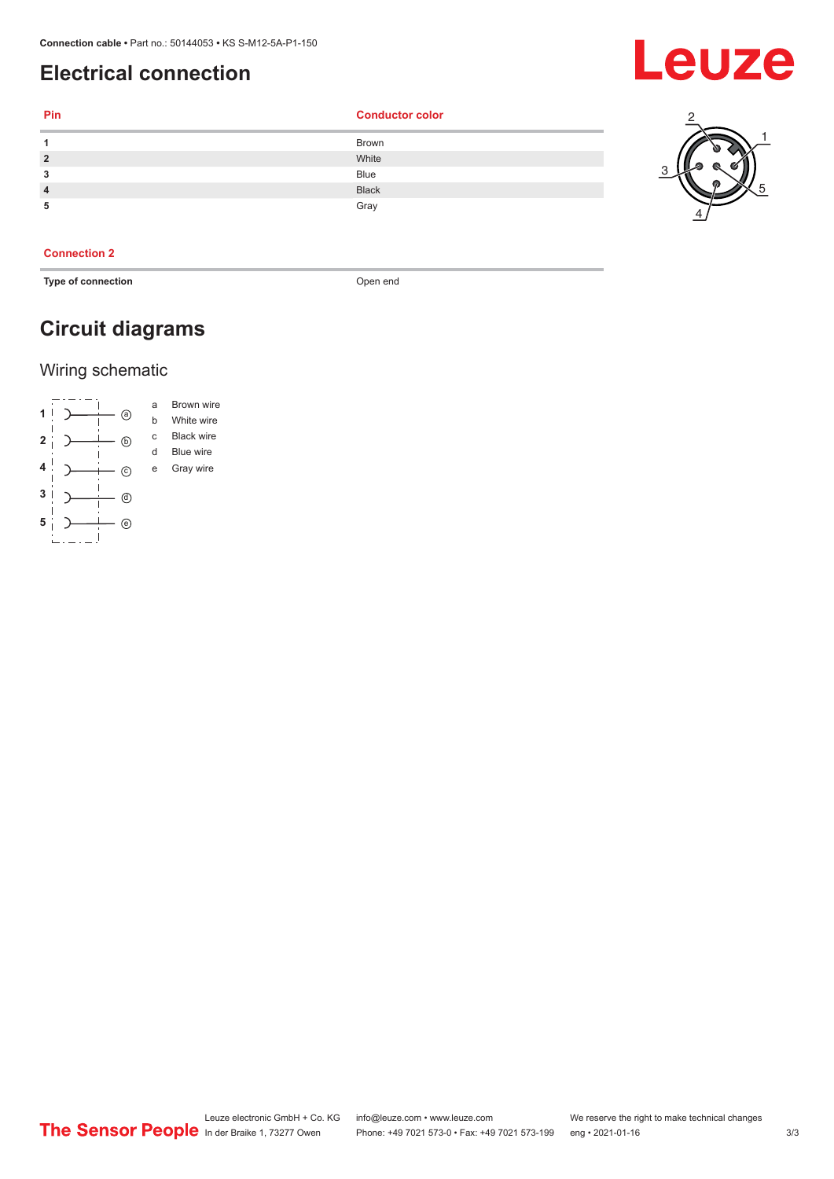## Electrical connection

| Pin | Conductor color |
| --- | --- |
| 1 | Brown |
| 2 | White |
| 3 | Blue |
| 4 | Black |
| 5 | Gray |

2
1
3
5
4

| Connection 2 | |
| --- | --- |
| Type of connection | Open end |

## Circuit diagrams

### Wiring schematic

1 ⓐ
2 ⓑ
4 ⓒ
3 ⓓ
5 ⓔ

| | |
| --- | --- |
| a | Brown wire |
| b | White wire |
| c | Black wire |
| d | Blue wire |
| e | Gray wire |